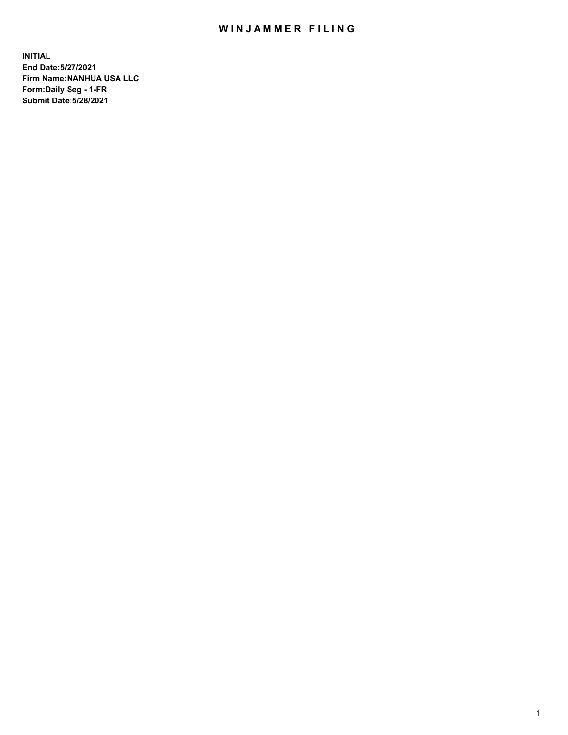# WINJAMMER FILING

**INITIAL**
**End Date:5/27/2021**
**Firm Name:NANHUA USA LLC**
**Form:Daily Seg - 1-FR**
**Submit Date:5/28/2021**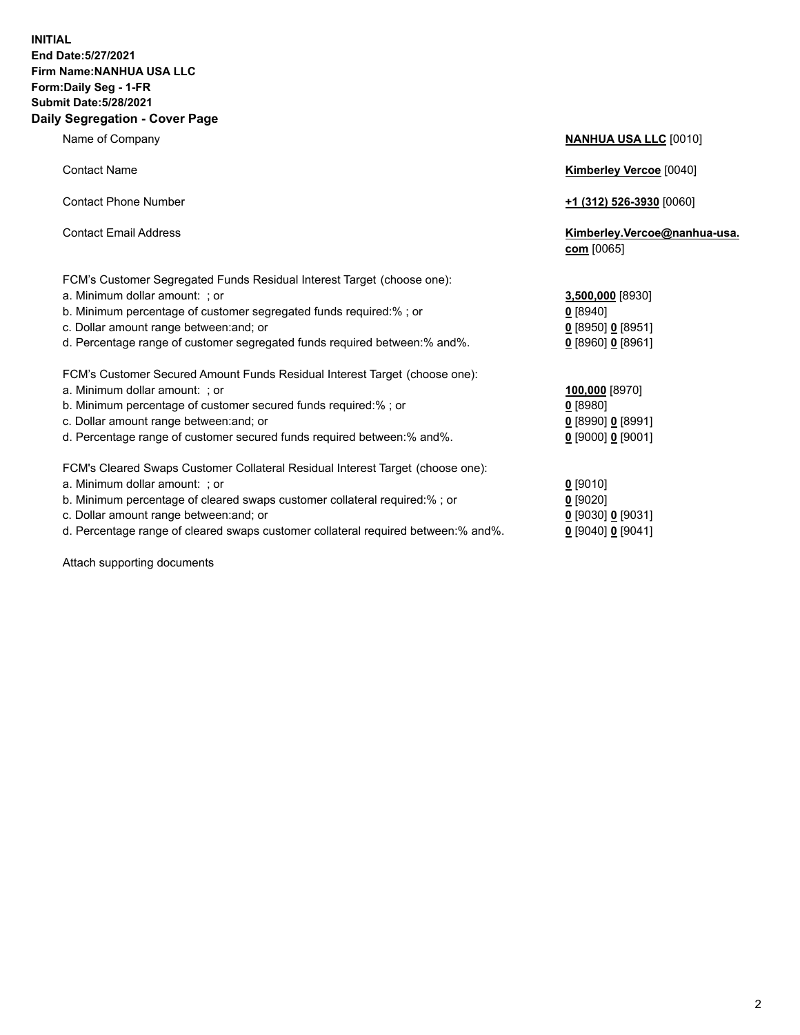**INITIAL**
**End Date:5/27/2021**
**Firm Name:NANHUA USA LLC**
**Form:Daily Seg - 1-FR**
**Submit Date:5/28/2021**

## Daily Segregation - Cover Page

| | |
|---|---|
| Name of Company | **NANHUA USA LLC** [0010] |
| Contact Name | **Kimberley Vercoe** [0040] |
| Contact Phone Number | **+1 (312) 526-3930** [0060] |
| Contact Email Address | **Kimberley.Vercoe@nanhua-usa.com** [0065] |
| FCM's Customer Segregated Funds Residual Interest Target (choose one): | |
| a. Minimum dollar amount: ; or | **3,500,000** [8930] |
| b. Minimum percentage of customer segregated funds required:% ; or | **0** [8940] |
| c. Dollar amount range between:and; or | **0** [8950] **0** [8951] |
| d. Percentage range of customer segregated funds required between:% and%. | **0** [8960] **0** [8961] |
| FCM's Customer Secured Amount Funds Residual Interest Target (choose one): | |
| a. Minimum dollar amount: ; or | **100,000** [8970] |
| b. Minimum percentage of customer secured funds required:% ; or | **0** [8980] |
| c. Dollar amount range between:and; or | **0** [8990] **0** [8991] |
| d. Percentage range of customer secured funds required between:% and%. | **0** [9000] **0** [9001] |
| FCM's Cleared Swaps Customer Collateral Residual Interest Target (choose one): | |
| a. Minimum dollar amount: ; or | **0** [9010] |
| b. Minimum percentage of cleared swaps customer collateral required:% ; or | **0** [9020] |
| c. Dollar amount range between:and; or | **0** [9030] **0** [9031] |
| d. Percentage range of cleared swaps customer collateral required between:% and%. | **0** [9040] **0** [9041] |

Attach supporting documents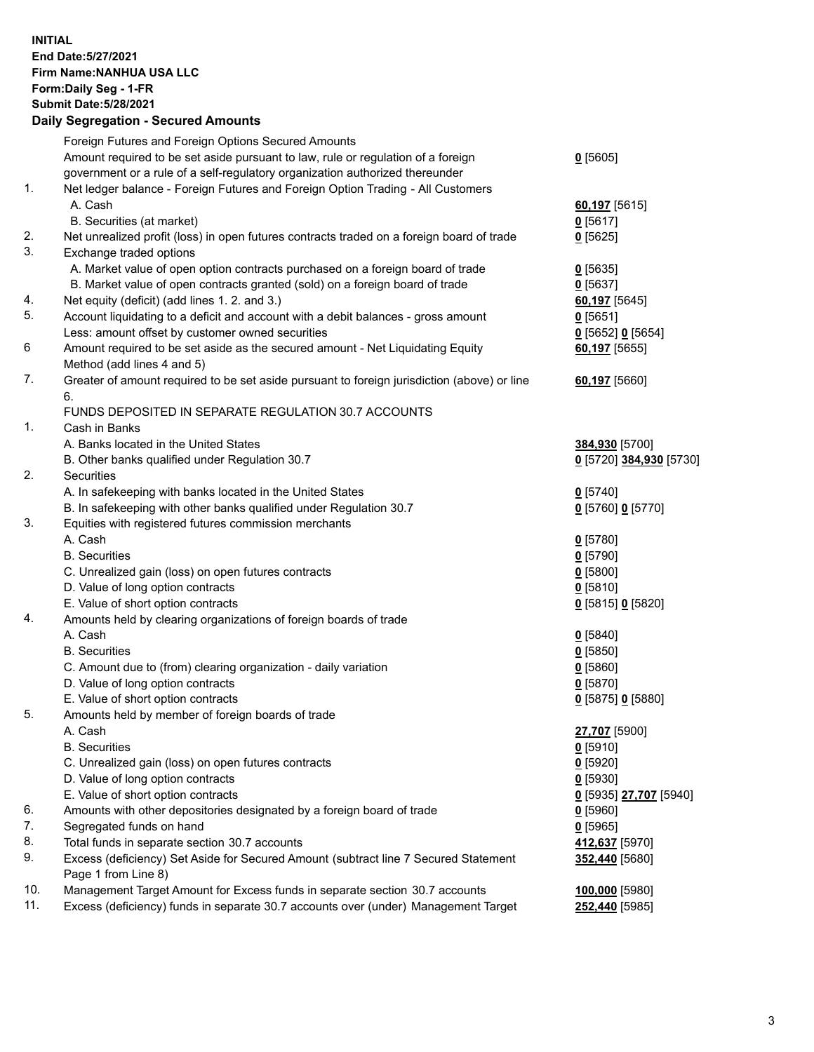**INITIAL**
**End Date:5/27/2021**
**Firm Name:NANHUA USA LLC**
**Form:Daily Seg - 1-FR**
**Submit Date:5/28/2021**

## Daily Segregation - Secured Amounts

| | | |
|---|---|---|
| | Foreign Futures and Foreign Options Secured Amounts | |
| | Amount required to be set aside pursuant to law, rule or regulation of a foreign government or a rule of a self-regulatory organization authorized thereunder | **0** [5605] |
| 1. | Net ledger balance - Foreign Futures and Foreign Option Trading - All Customers | |
| | A. Cash | **60,197** [5615] |
| | B. Securities (at market) | **0** [5617] |
| 2. | Net unrealized profit (loss) in open futures contracts traded on a foreign board of trade | **0** [5625] |
| 3. | Exchange traded options | |
| | A. Market value of open option contracts purchased on a foreign board of trade | **0** [5635] |
| | B. Market value of open contracts granted (sold) on a foreign board of trade | **0** [5637] |
| 4. | Net equity (deficit) (add lines 1. 2. and 3.) | **60,197** [5645] |
| 5. | Account liquidating to a deficit and account with a debit balances - gross amount | **0** [5651] |
| | Less: amount offset by customer owned securities | **0** [5652] **0** [5654] |
| 6 | Amount required to be set aside as the secured amount - Net Liquidating Equity Method (add lines 4 and 5) | **60,197** [5655] |
| 7. | Greater of amount required to be set aside pursuant to foreign jurisdiction (above) or line 6. | **60,197** [5660] |
| | FUNDS DEPOSITED IN SEPARATE REGULATION 30.7 ACCOUNTS | |
| 1. | Cash in Banks | |
| | A. Banks located in the United States | **384,930** [5700] |
| | B. Other banks qualified under Regulation 30.7 | **0** [5720] **384,930** [5730] |
| 2. | Securities | |
| | A. In safekeeping with banks located in the United States | **0** [5740] |
| | B. In safekeeping with other banks qualified under Regulation 30.7 | **0** [5760] **0** [5770] |
| 3. | Equities with registered futures commission merchants | |
| | A. Cash | **0** [5780] |
| | B. Securities | **0** [5790] |
| | C. Unrealized gain (loss) on open futures contracts | **0** [5800] |
| | D. Value of long option contracts | **0** [5810] |
| | E. Value of short option contracts | **0** [5815] **0** [5820] |
| 4. | Amounts held by clearing organizations of foreign boards of trade | |
| | A. Cash | **0** [5840] |
| | B. Securities | **0** [5850] |
| | C. Amount due to (from) clearing organization - daily variation | **0** [5860] |
| | D. Value of long option contracts | **0** [5870] |
| | E. Value of short option contracts | **0** [5875] **0** [5880] |
| 5. | Amounts held by member of foreign boards of trade | |
| | A. Cash | **27,707** [5900] |
| | B. Securities | **0** [5910] |
| | C. Unrealized gain (loss) on open futures contracts | **0** [5920] |
| | D. Value of long option contracts | **0** [5930] |
| | E. Value of short option contracts | **0** [5935] **27,707** [5940] |
| 6. | Amounts with other depositories designated by a foreign board of trade | **0** [5960] |
| 7. | Segregated funds on hand | **0** [5965] |
| 8. | Total funds in separate section 30.7 accounts | **412,637** [5970] |
| 9. | Excess (deficiency) Set Aside for Secured Amount (subtract line 7 Secured Statement Page 1 from Line 8) | **352,440** [5680] |
| 10. | Management Target Amount for Excess funds in separate section 30.7 accounts | **100,000** [5980] |
| 11. | Excess (deficiency) funds in separate 30.7 accounts over (under) Management Target | **252,440** [5985] |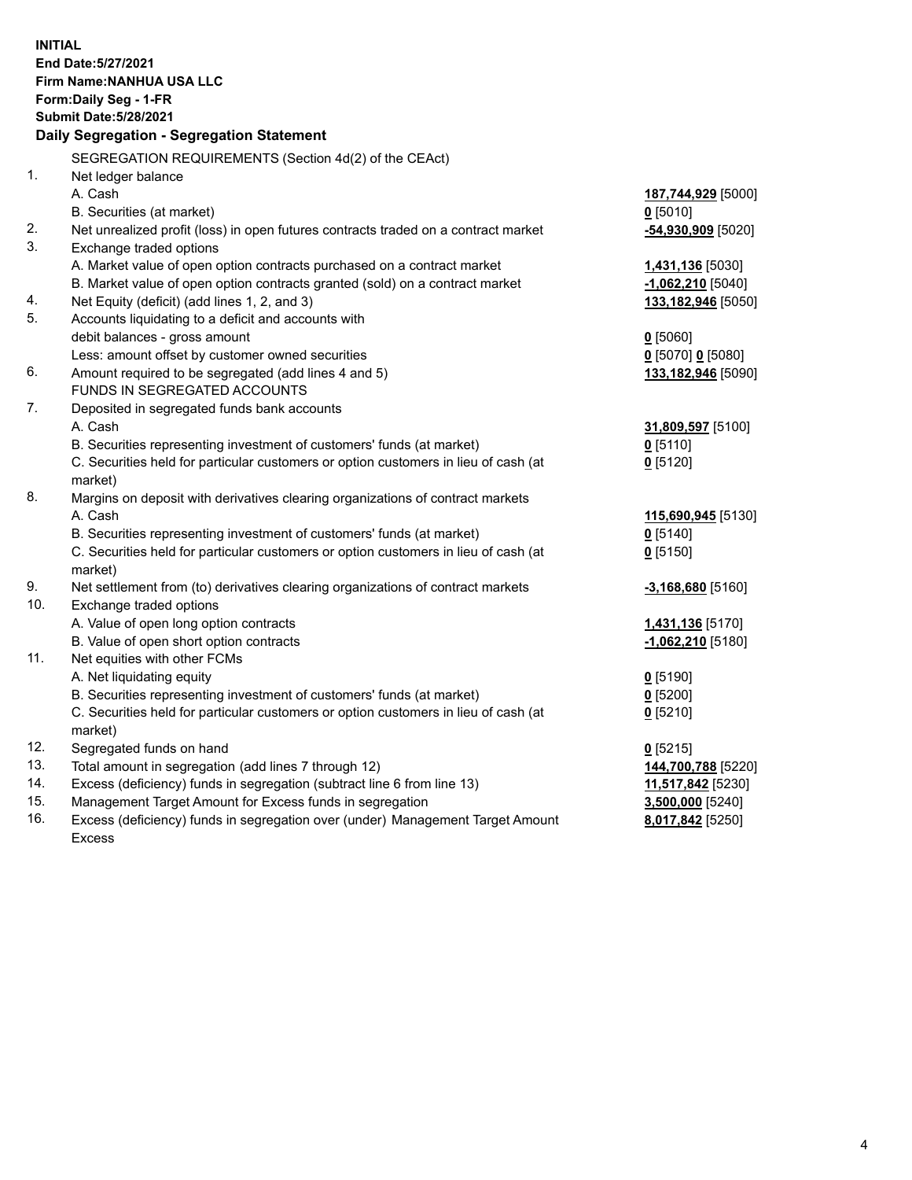**INITIAL**
**End Date:5/27/2021**
**Firm Name:NANHUA USA LLC**
**Form:Daily Seg - 1-FR**
**Submit Date:5/28/2021**

### Daily Segregation - Segregation Statement

| | | |
|---|---|---|
| | SEGREGATION REQUIREMENTS (Section 4d(2) of the CEAct) | |
| 1. | Net ledger balance | |
| | A. Cash | **187,744,929** [5000] |
| | B. Securities (at market) | **0** [5010] |
| 2. | Net unrealized profit (loss) in open futures contracts traded on a contract market | **-54,930,909** [5020] |
| 3. | Exchange traded options | |
| | A. Market value of open option contracts purchased on a contract market | **1,431,136** [5030] |
| | B. Market value of open option contracts granted (sold) on a contract market | **-1,062,210** [5040] |
| 4. | Net Equity (deficit) (add lines 1, 2, and 3) | **133,182,946** [5050] |
| 5. | Accounts liquidating to a deficit and accounts with debit balances - gross amount | **0** [5060] |
| | Less: amount offset by customer owned securities | **0** [5070] **0** [5080] |
| 6. | Amount required to be segregated (add lines 4 and 5) | **133,182,946** [5090] |
| | FUNDS IN SEGREGATED ACCOUNTS | |
| 7. | Deposited in segregated funds bank accounts | |
| | A. Cash | **31,809,597** [5100] |
| | B. Securities representing investment of customers' funds (at market) | **0** [5110] |
| | C. Securities held for particular customers or option customers in lieu of cash (at market) | **0** [5120] |
| 8. | Margins on deposit with derivatives clearing organizations of contract markets | |
| | A. Cash | **115,690,945** [5130] |
| | B. Securities representing investment of customers' funds (at market) | **0** [5140] |
| | C. Securities held for particular customers or option customers in lieu of cash (at market) | **0** [5150] |
| 9. | Net settlement from (to) derivatives clearing organizations of contract markets | **-3,168,680** [5160] |
| 10. | Exchange traded options | |
| | A. Value of open long option contracts | **1,431,136** [5170] |
| | B. Value of open short option contracts | **-1,062,210** [5180] |
| 11. | Net equities with other FCMs | |
| | A. Net liquidating equity | **0** [5190] |
| | B. Securities representing investment of customers' funds (at market) | **0** [5200] |
| | C. Securities held for particular customers or option customers in lieu of cash (at market) | **0** [5210] |
| 12. | Segregated funds on hand | **0** [5215] |
| 13. | Total amount in segregation (add lines 7 through 12) | **144,700,788** [5220] |
| 14. | Excess (deficiency) funds in segregation (subtract line 6 from line 13) | **11,517,842** [5230] |
| 15. | Management Target Amount for Excess funds in segregation | **3,500,000** [5240] |
| 16. | Excess (deficiency) funds in segregation over (under) Management Target Amount Excess | **8,017,842** [5250] |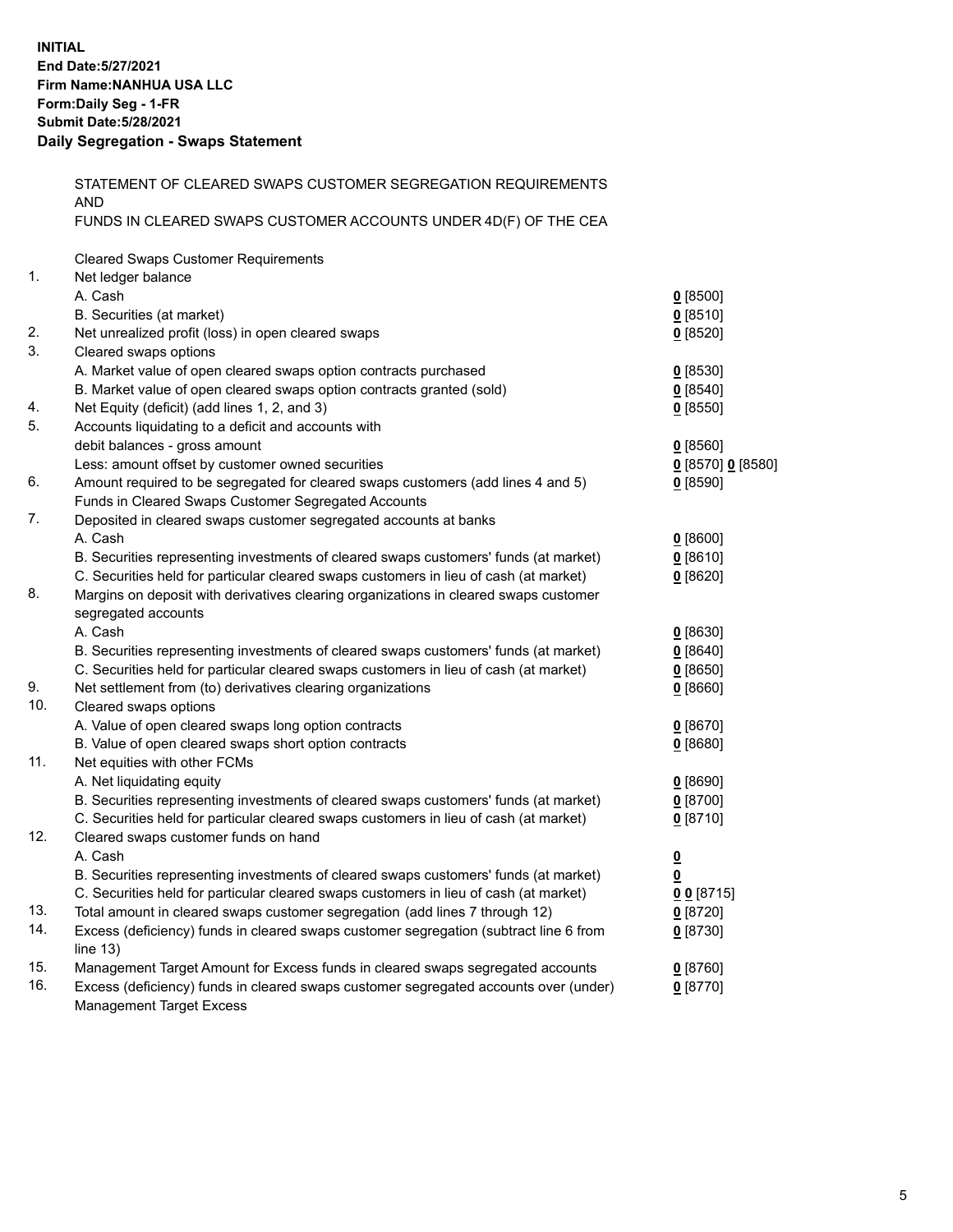**INITIAL**
**End Date:5/27/2021**
**Firm Name:NANHUA USA LLC**
**Form:Daily Seg - 1-FR**
**Submit Date:5/28/2021**
**Daily Segregation - Swaps Statement**

STATEMENT OF CLEARED SWAPS CUSTOMER SEGREGATION REQUIREMENTS AND FUNDS IN CLEARED SWAPS CUSTOMER ACCOUNTS UNDER 4D(F) OF THE CEA

| | | |
|---|---|---|
| | Cleared Swaps Customer Requirements | |
| 1. | Net ledger balance | |
| | A. Cash | 0 [8500] |
| | B. Securities (at market) | 0 [8510] |
| 2. | Net unrealized profit (loss) in open cleared swaps | 0 [8520] |
| 3. | Cleared swaps options | |
| | A. Market value of open cleared swaps option contracts purchased | 0 [8530] |
| | B. Market value of open cleared swaps option contracts granted (sold) | 0 [8540] |
| 4. | Net Equity (deficit) (add lines 1, 2, and 3) | 0 [8550] |
| 5. | Accounts liquidating to a deficit and accounts with debit balances - gross amount | 0 [8560] |
| | Less: amount offset by customer owned securities | 0 [8570] 0 [8580] |
| 6. | Amount required to be segregated for cleared swaps customers (add lines 4 and 5) | 0 [8590] |
| | Funds in Cleared Swaps Customer Segregated Accounts | |
| 7. | Deposited in cleared swaps customer segregated accounts at banks | |
| | A. Cash | 0 [8600] |
| | B. Securities representing investments of cleared swaps customers' funds (at market) | 0 [8610] |
| | C. Securities held for particular cleared swaps customers in lieu of cash (at market) | 0 [8620] |
| 8. | Margins on deposit with derivatives clearing organizations in cleared swaps customer segregated accounts | |
| | A. Cash | 0 [8630] |
| | B. Securities representing investments of cleared swaps customers' funds (at market) | 0 [8640] |
| | C. Securities held for particular cleared swaps customers in lieu of cash (at market) | 0 [8650] |
| 9. | Net settlement from (to) derivatives clearing organizations | 0 [8660] |
| 10. | Cleared swaps options | |
| | A. Value of open cleared swaps long option contracts | 0 [8670] |
| | B. Value of open cleared swaps short option contracts | 0 [8680] |
| 11. | Net equities with other FCMs | |
| | A. Net liquidating equity | 0 [8690] |
| | B. Securities representing investments of cleared swaps customers' funds (at market) | 0 [8700] |
| | C. Securities held for particular cleared swaps customers in lieu of cash (at market) | 0 [8710] |
| 12. | Cleared swaps customer funds on hand | |
| | A. Cash | 0 |
| | B. Securities representing investments of cleared swaps customers' funds (at market) | 0 |
| | C. Securities held for particular cleared swaps customers in lieu of cash (at market) | 0 0 [8715] |
| 13. | Total amount in cleared swaps customer segregation (add lines 7 through 12) | 0 [8720] |
| 14. | Excess (deficiency) funds in cleared swaps customer segregation (subtract line 6 from line 13) | 0 [8730] |
| 15. | Management Target Amount for Excess funds in cleared swaps segregated accounts | 0 [8760] |
| 16. | Excess (deficiency) funds in cleared swaps customer segregated accounts over (under) Management Target Excess | 0 [8770] |